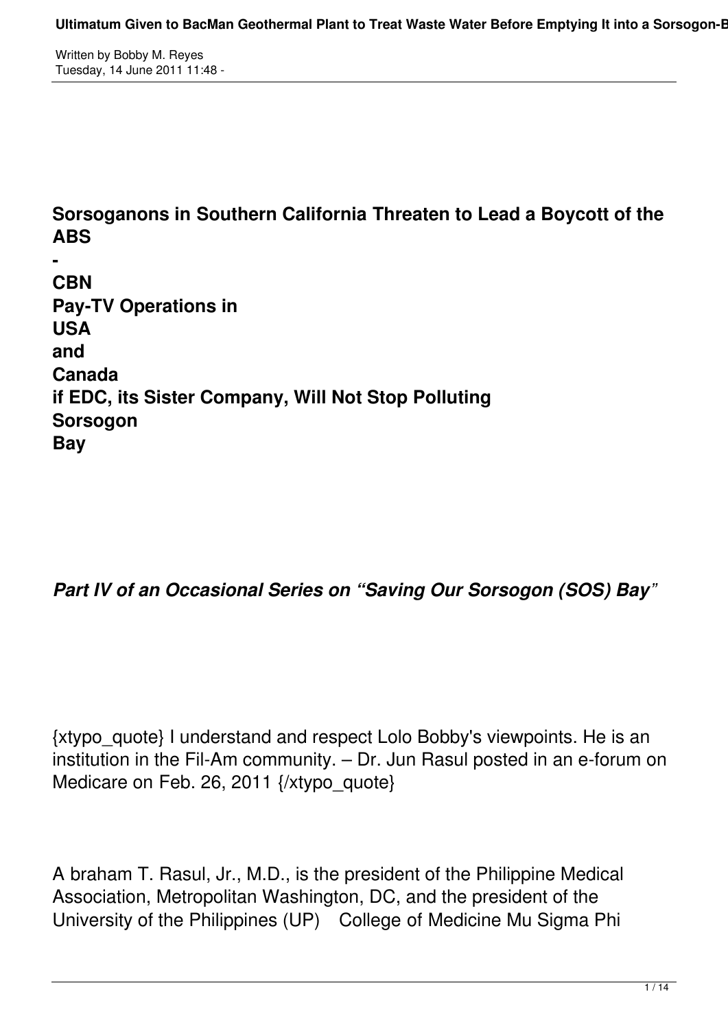## Sorsoganons in Southern California Threaten to Lead a Boycott of the ABS-CBN Pay-TV Operations in USA and Canada if EDC, its Sister Company, Will Not Stop Polluting Sorsogon Bay

***Part IV of an Occasional Series on "Saving Our Sorsogon (SOS) Bay"***

{xtypo_quote} I understand and respect Lolo Bobby's viewpoints. He is an institution in the Fil-Am community. – Dr. Jun Rasul posted in an e-forum on Medicare on Feb. 26, 2011 {/xtypo_quote}

A braham T. Rasul, Jr., M.D., is the president of the Philippine Medical Association, Metropolitan Washington, DC, and the president of the University of the Philippines (UP) College of Medicine Mu Sigma Phi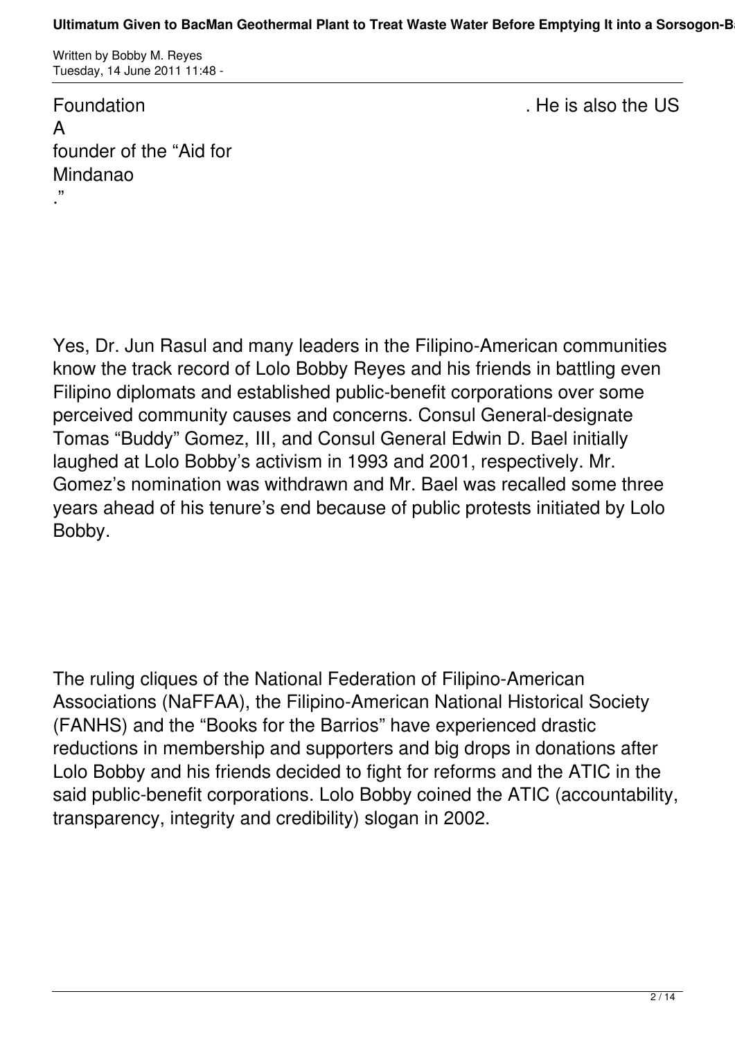Foundation . He is also the US A founder of the "Aid for Mindanao."

Yes, Dr. Jun Rasul and many leaders in the Filipino-American communities know the track record of Lolo Bobby Reyes and his friends in battling even Filipino diplomats and established public-benefit corporations over some perceived community causes and concerns. Consul General-designate Tomas "Buddy" Gomez, III, and Consul General Edwin D. Bael initially laughed at Lolo Bobby's activism in 1993 and 2001, respectively. Mr. Gomez's nomination was withdrawn and Mr. Bael was recalled some three years ahead of his tenure's end because of public protests initiated by Lolo Bobby.

The ruling cliques of the National Federation of Filipino-American Associations (NaFFAA), the Filipino-American National Historical Society (FANHS) and the "Books for the Barrios" have experienced drastic reductions in membership and supporters and big drops in donations after Lolo Bobby and his friends decided to fight for reforms and the ATIC in the said public-benefit corporations. Lolo Bobby coined the ATIC (accountability, transparency, integrity and credibility) slogan in 2002.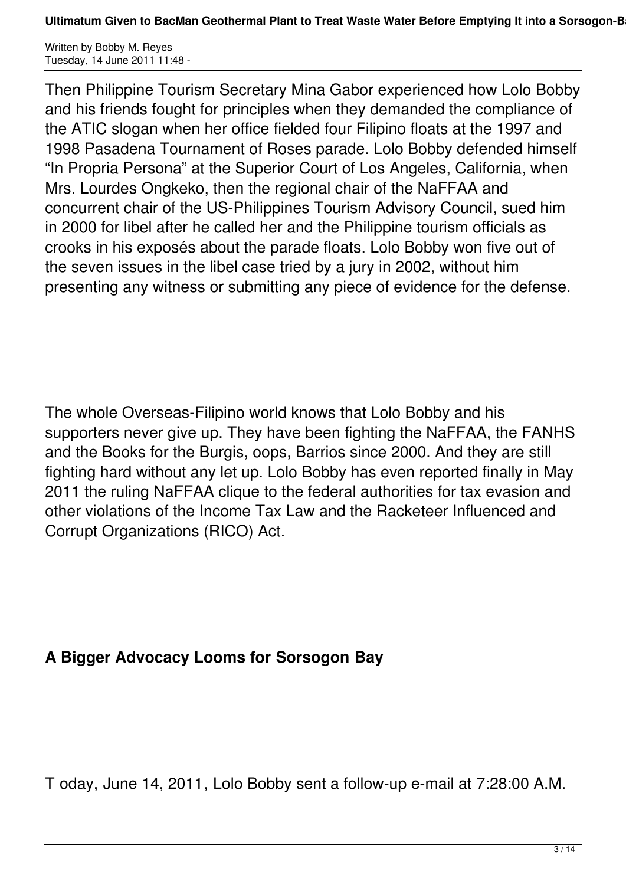Then Philippine Tourism Secretary Mina Gabor experienced how Lolo Bobby and his friends fought for principles when they demanded the compliance of the ATIC slogan when her office fielded four Filipino floats at the 1997 and 1998 Pasadena Tournament of Roses parade. Lolo Bobby defended himself “In Propria Persona” at the Superior Court of Los Angeles, California, when Mrs. Lourdes Ongkeko, then the regional chair of the NaFFAA and concurrent chair of the US-Philippines Tourism Advisory Council, sued him in 2000 for libel after he called her and the Philippine tourism officials as crooks in his exposés about the parade floats. Lolo Bobby won five out of the seven issues in the libel case tried by a jury in 2002, without him presenting any witness or submitting any piece of evidence for the defense.

The whole Overseas-Filipino world knows that Lolo Bobby and his supporters never give up. They have been fighting the NaFFAA, the FANHS and the Books for the Burgis, oops, Barrios since 2000. And they are still fighting hard without any let up. Lolo Bobby has even reported finally in May 2011 the ruling NaFFAA clique to the federal authorities for tax evasion and other violations of the Income Tax Law and the Racketeer Influenced and Corrupt Organizations (RICO) Act.

**A Bigger Advocacy Looms for Sorsogon Bay**

T oday, June 14, 2011, Lolo Bobby sent a follow-up e-mail at 7:28:00 A.M.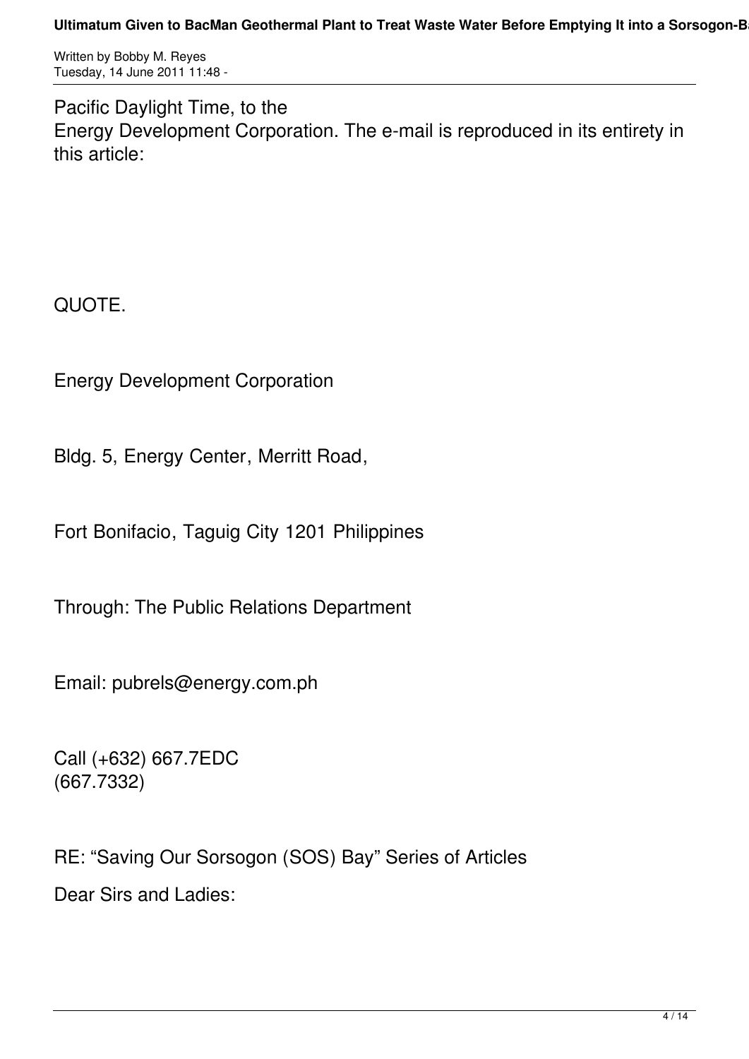Pacific Daylight Time, to the
Energy Development Corporation. The e-mail is reproduced in its entirety in this article:

QUOTE.

Energy Development Corporation

Bldg. 5, Energy Center, Merritt Road,

Fort Bonifacio, Taguig City 1201 Philippines

Through: The Public Relations Department

Email: pubrels@energy.com.ph

Call (+632) 667.7EDC
(667.7332)

RE: “Saving Our Sorsogon (SOS) Bay” Series of Articles

Dear Sirs and Ladies: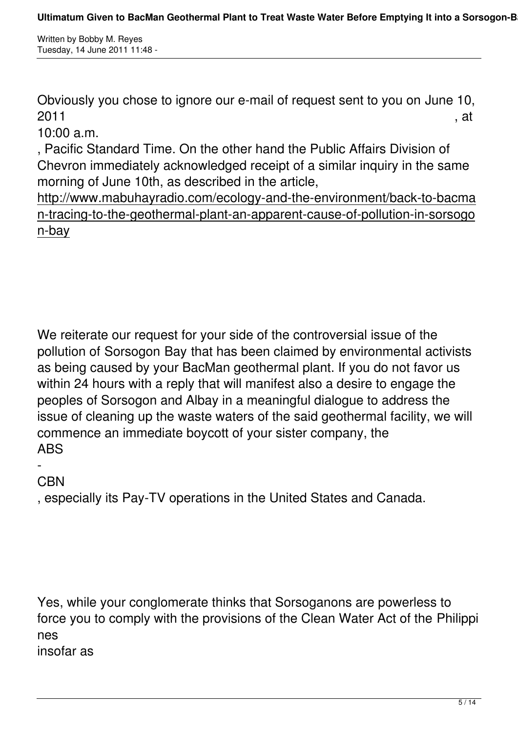Obviously you chose to ignore our e-mail of request sent to you on June 10, 2011, at 10:00 a.m., Pacific Standard Time. On the other hand the Public Affairs Division of Chevron immediately acknowledged receipt of a similar inquiry in the same morning of June 10th, as described in the article, http://www.mabuhayradio.com/ecology-and-the-environment/back-to-bacman-tracing-to-the-geothermal-plant-an-apparent-cause-of-pollution-in-sorsogon-bay

We reiterate our request for your side of the controversial issue of the pollution of Sorsogon Bay that has been claimed by environmental activists as being caused by your BacMan geothermal plant. If you do not favor us within 24 hours with a reply that will manifest also a desire to engage the peoples of Sorsogon and Albay in a meaningful dialogue to address the issue of cleaning up the waste waters of the said geothermal facility, we will commence an immediate boycott of your sister company, the ABS-CBN, especially its Pay-TV operations in the United States and Canada.

Yes, while your conglomerate thinks that Sorsoganons are powerless to force you to comply with the provisions of the Clean Water Act of the Philippines insofar as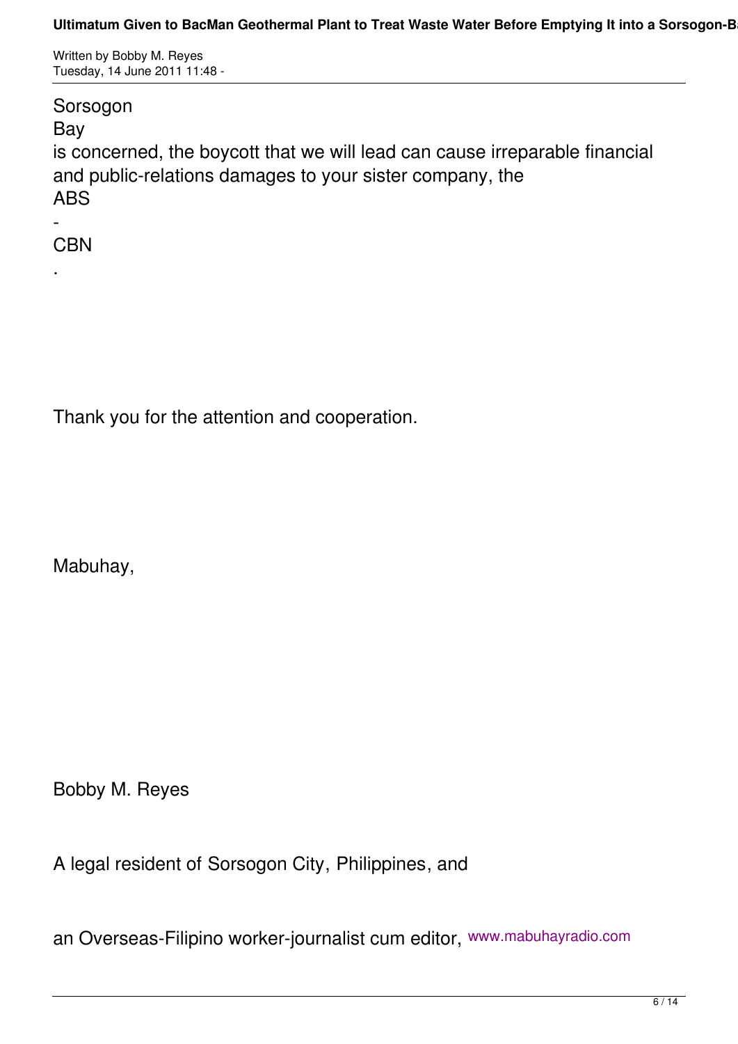Sorsogon Bay is concerned, the boycott that we will lead can cause irreparable financial and public-relations damages to your sister company, the ABS-CBN.

Thank you for the attention and cooperation.

Mabuhay,

Bobby M. Reyes

A legal resident of Sorsogon City, Philippines, and

an Overseas-Filipino worker-journalist cum editor, www.mabuhayradio.com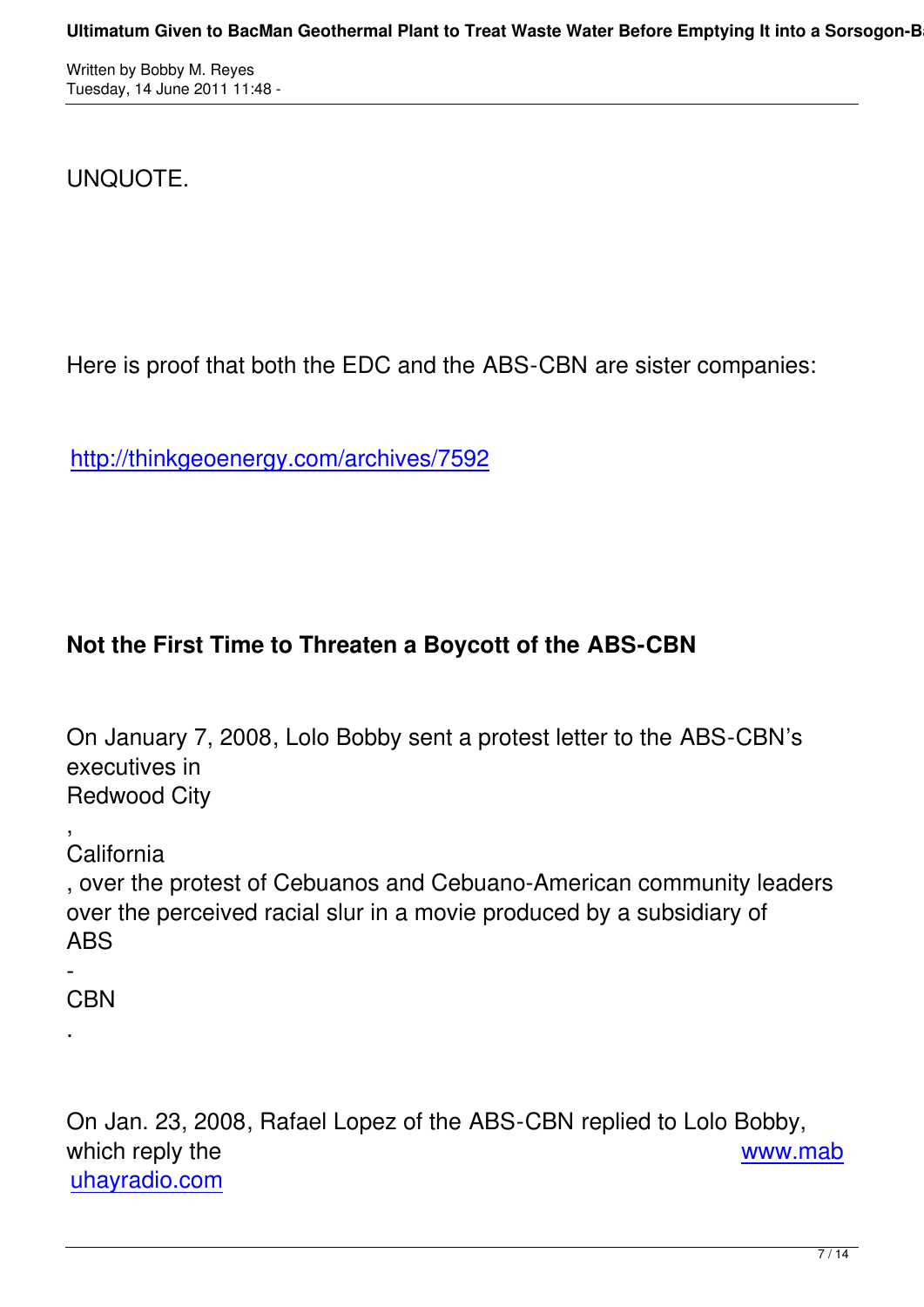UNQUOTE.

Here is proof that both the EDC and the ABS-CBN are sister companies:

http://thinkgeoenergy.com/archives/7592

## Not the First Time to Threaten a Boycott of the ABS-CBN

On January 7, 2008, Lolo Bobby sent a protest letter to the ABS-CBN's executives in Redwood City, California, over the protest of Cebuanos and Cebuano-American community leaders over the perceived racial slur in a movie produced by a subsidiary of ABS-CBN.

On Jan. 23, 2008, Rafael Lopez of the ABS-CBN replied to Lolo Bobby, which reply the www.mabuhayradio.com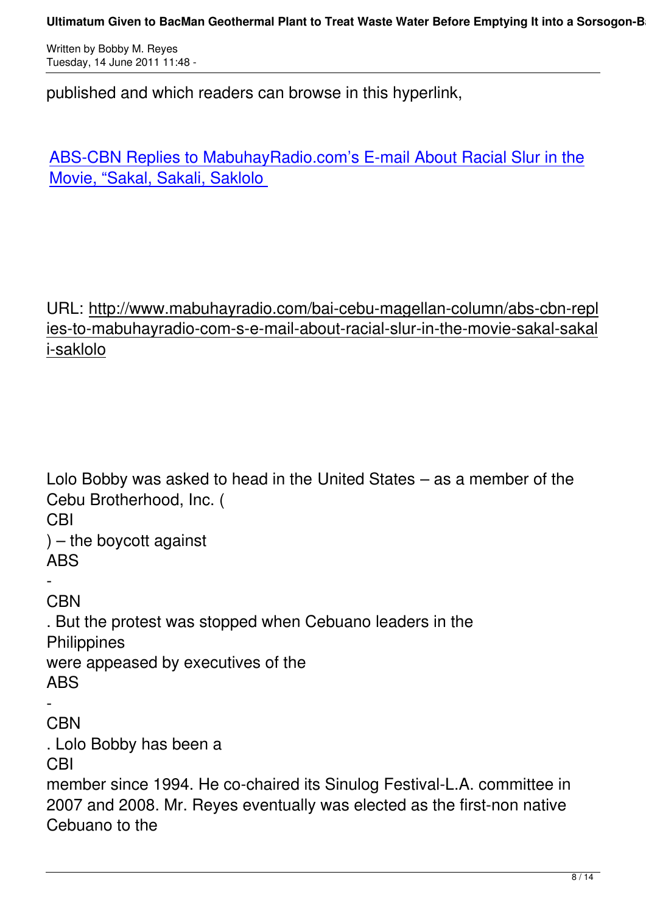published and which readers can browse in this hyperlink,

[ABS-CBN Replies to MabuhayRadio.com's E-mail About Racial Slur in the Movie, "Sakal, Sakali, Saklolo](http://www.mabuhayradio.com/bai-cebu-magellan-column/abs-cbn-replies-to-mabuhayradio-com-s-e-mail-about-racial-slur-in-the-movie-sakal-sakali-saklolo)

URL: http://www.mabuhayradio.com/bai-cebu-magellan-column/abs-cbn-replies-to-mabuhayradio-com-s-e-mail-about-racial-slur-in-the-movie-sakal-sakali-saklolo

Lolo Bobby was asked to head in the United States – as a member of the Cebu Brotherhood, Inc. (CBI) – the boycott against ABS-CBN. But the protest was stopped when Cebuano leaders in the Philippines were appeased by executives of the ABS-CBN. Lolo Bobby has been a CBI member since 1994. He co-chaired its Sinulog Festival-L.A. committee in 2007 and 2008. Mr. Reyes eventually was elected as the first-non native Cebuano to the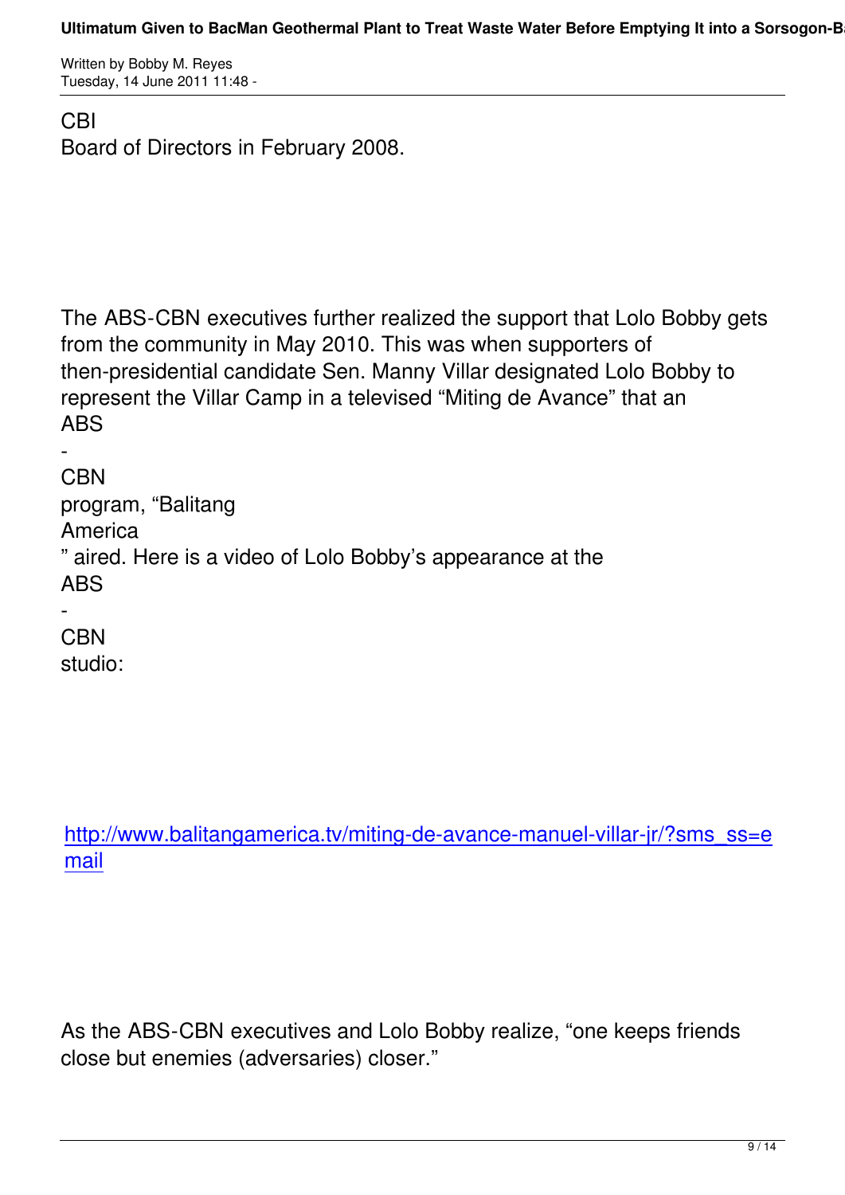CBI Board of Directors in February 2008.

The ABS-CBN executives further realized the support that Lolo Bobby gets from the community in May 2010. This was when supporters of then-presidential candidate Sen. Manny Villar designated Lolo Bobby to represent the Villar Camp in a televised "Miting de Avance" that an ABS-CBN program, "Balitang America" aired. Here is a video of Lolo Bobby's appearance at the ABS-CBN studio:

http://www.balitangamerica.tv/miting-de-avance-manuel-villar-jr/?sms_ss=email

As the ABS-CBN executives and Lolo Bobby realize, "one keeps friends close but enemies (adversaries) closer."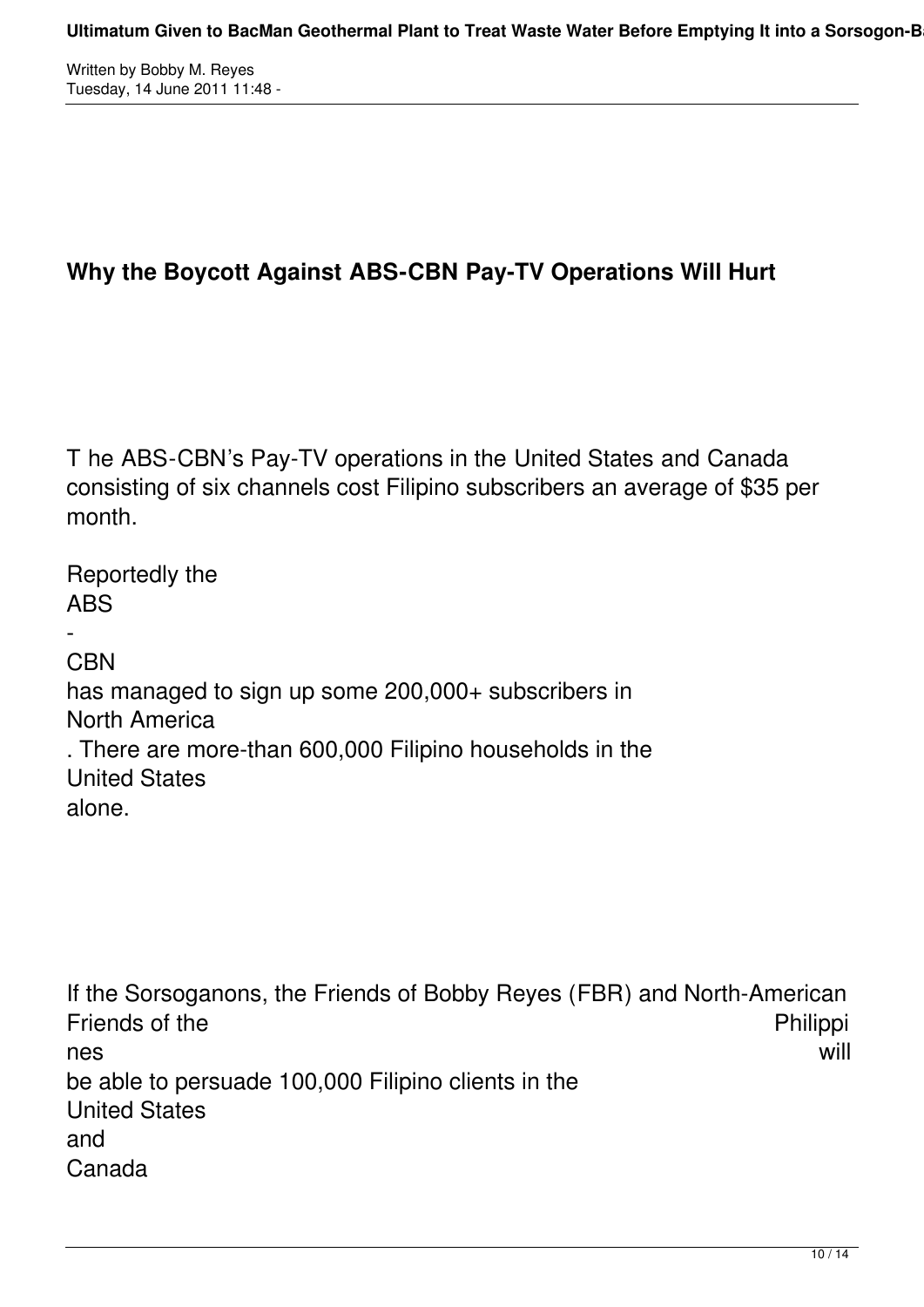## Why the Boycott Against ABS-CBN Pay-TV Operations Will Hurt

The ABS-CBN's Pay-TV operations in the United States and Canada consisting of six channels cost Filipino subscribers an average of $35 per month.

Reportedly the ABS-CBN has managed to sign up some 200,000+ subscribers in North America. There are more-than 600,000 Filipino households in the United States alone.

If the Sorsoganons, the Friends of Bobby Reyes (FBR) and North-American Friends of the Philippines will be able to persuade 100,000 Filipino clients in the United States and Canada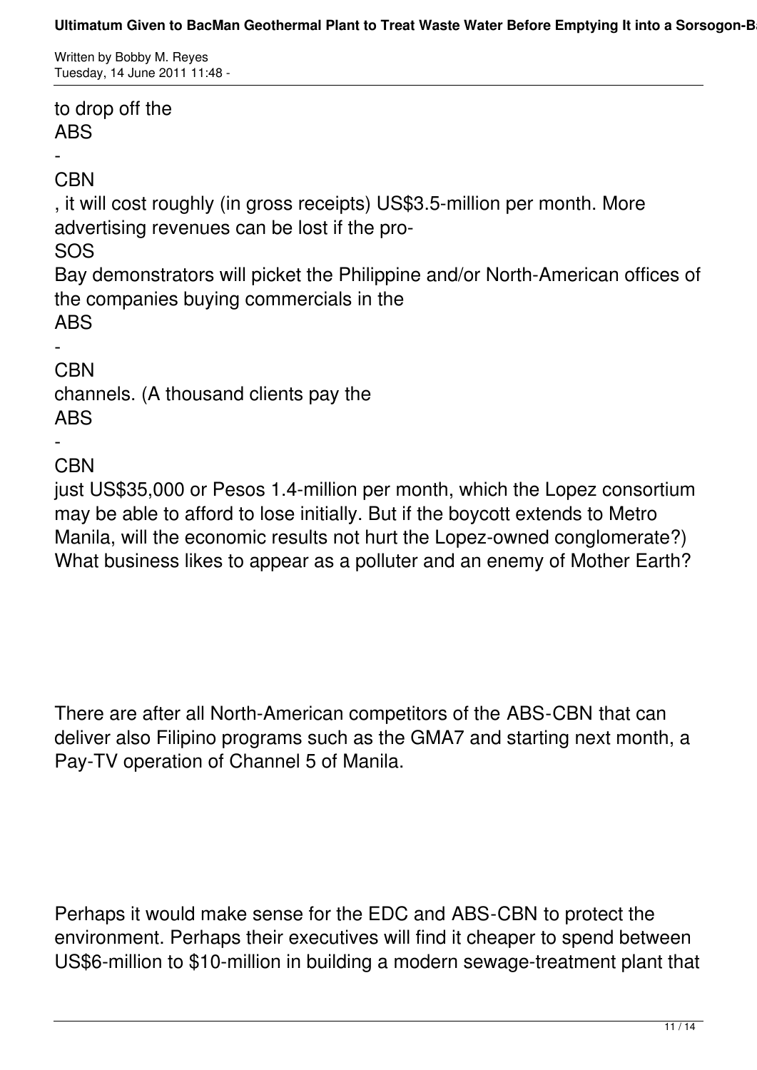to drop off the ABS-CBN, it will cost roughly (in gross receipts) US$3.5-million per month. More advertising revenues can be lost if the pro-SOS Bay demonstrators will picket the Philippine and/or North-American offices of the companies buying commercials in the ABS-CBN channels. (A thousand clients pay the ABS-CBN just US$35,000 or Pesos 1.4-million per month, which the Lopez consortium may be able to afford to lose initially. But if the boycott extends to Metro Manila, will the economic results not hurt the Lopez-owned conglomerate?) What business likes to appear as a polluter and an enemy of Mother Earth?

There are after all North-American competitors of the ABS-CBN that can deliver also Filipino programs such as the GMA7 and starting next month, a Pay-TV operation of Channel 5 of Manila.

Perhaps it would make sense for the EDC and ABS-CBN to protect the environment. Perhaps their executives will find it cheaper to spend between US$6-million to $10-million in building a modern sewage-treatment plant that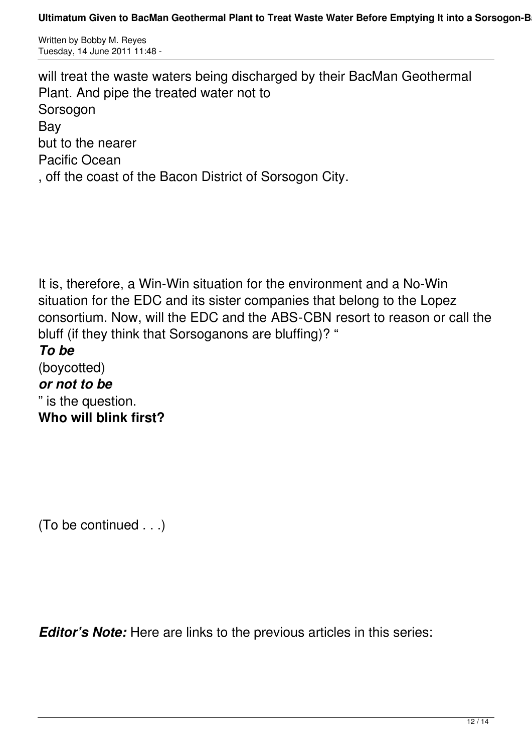will treat the waste waters being discharged by their BacMan Geothermal Plant. And pipe the treated water not to Sorsogon Bay but to the nearer Pacific Ocean, off the coast of the Bacon District of Sorsogon City.

It is, therefore, a Win-Win situation for the environment and a No-Win situation for the EDC and its sister companies that belong to the Lopez consortium. Now, will the EDC and the ABS-CBN resort to reason or call the bluff (if they think that Sorsoganons are bluffing)? "***To be*** (boycotted) ***or not to be***" is the question. **Who will blink first?**

(To be continued . . .)

***Editor's Note:*** Here are links to the previous articles in this series: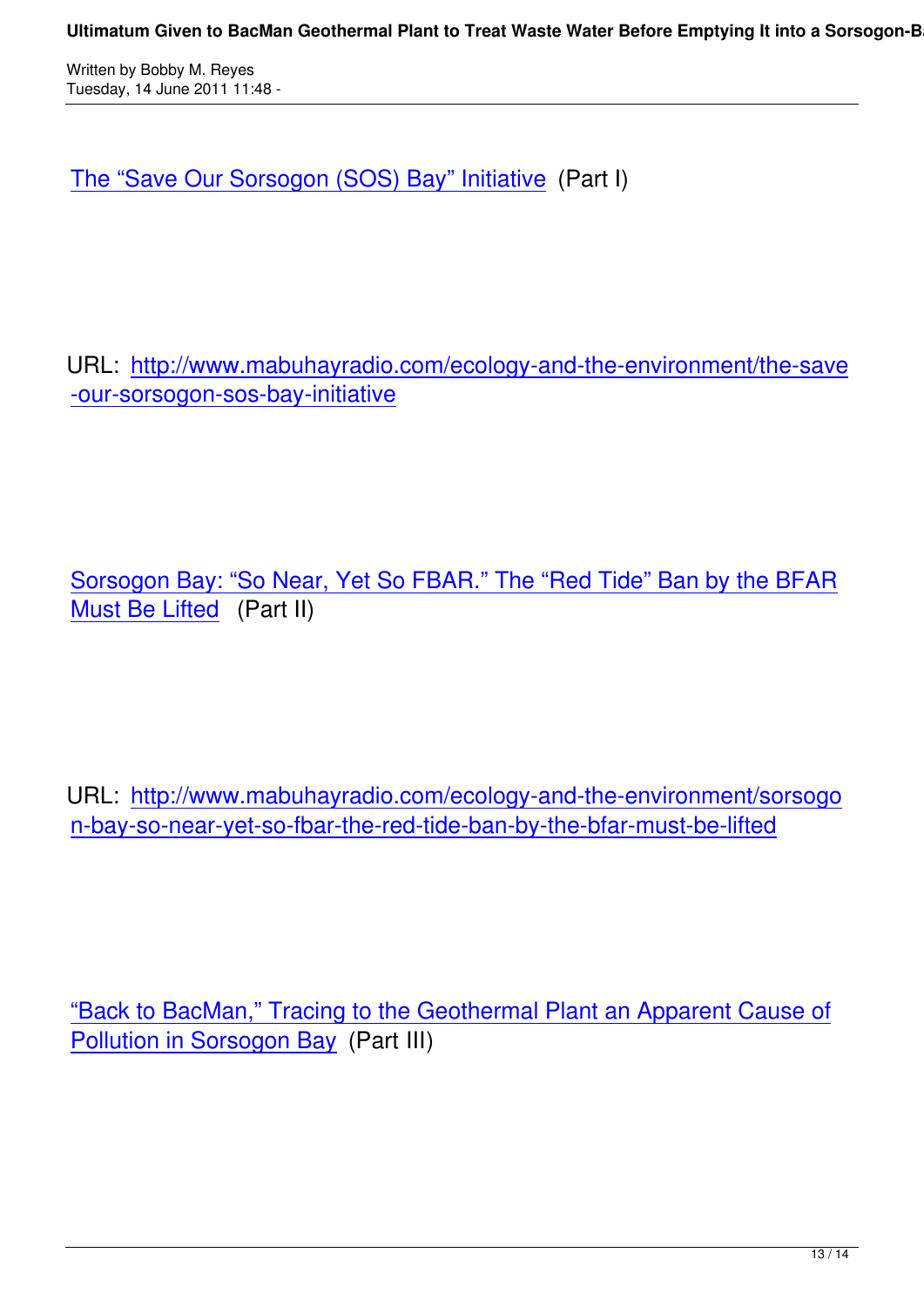[The “Save Our Sorsogon (SOS) Bay” Initiative](http://www.mabuhayradio.com/ecology-and-the-environment/the-save-our-sorsogon-sos-bay-initiative) (Part I)

URL: [http://www.mabuhayradio.com/ecology-and-the-environment/the-save-our-sorsogon-sos-bay-initiative](http://www.mabuhayradio.com/ecology-and-the-environment/the-save-our-sorsogon-sos-bay-initiative)

[Sorsogon Bay: “So Near, Yet So FBAR.” The “Red Tide” Ban by the BFAR Must Be Lifted](http://www.mabuhayradio.com/ecology-and-the-environment/sorsogon-bay-so-near-yet-so-fbar-the-red-tide-ban-by-the-bfar-must-be-lifted) (Part II)

URL: [http://www.mabuhayradio.com/ecology-and-the-environment/sorsogon-bay-so-near-yet-so-fbar-the-red-tide-ban-by-the-bfar-must-be-lifted](http://www.mabuhayradio.com/ecology-and-the-environment/sorsogon-bay-so-near-yet-so-fbar-the-red-tide-ban-by-the-bfar-must-be-lifted)

“Back to BacMan,” Tracing to the Geothermal Plant an Apparent Cause of Pollution in Sorsogon Bay (Part III)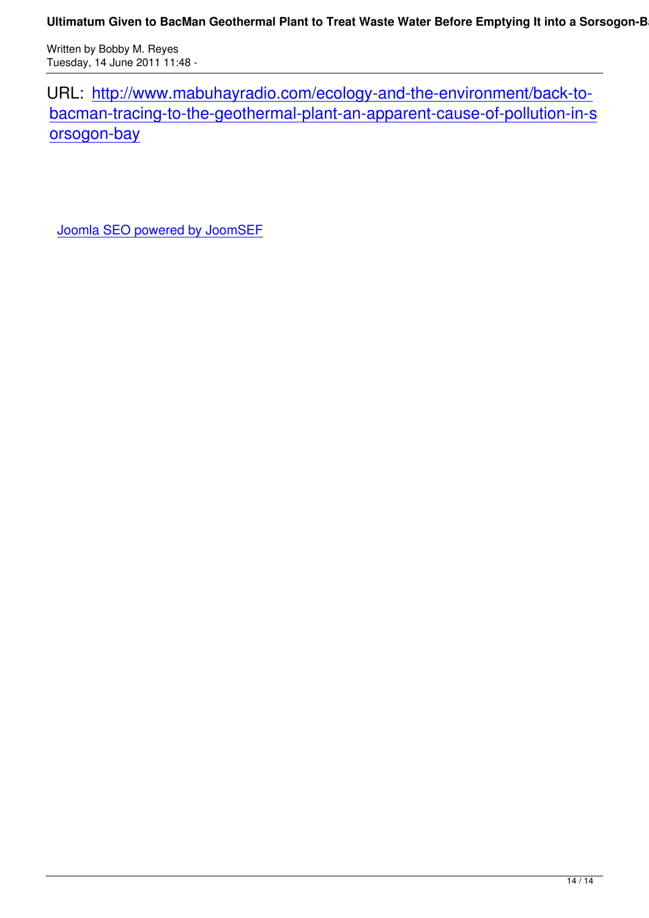URL: [http://www.mabuhayradio.com/ecology-and-the-environment/back-to-bacman-tracing-to-the-geothermal-plant-an-apparent-cause-of-pollution-in-sorsogon-bay](http://www.mabuhayradio.com/ecology-and-the-environment/back-to-bacman-tracing-to-the-geothermal-plant-an-apparent-cause-of-pollution-in-sorsogon-bay)

Joomla SEO powered by JoomSEF